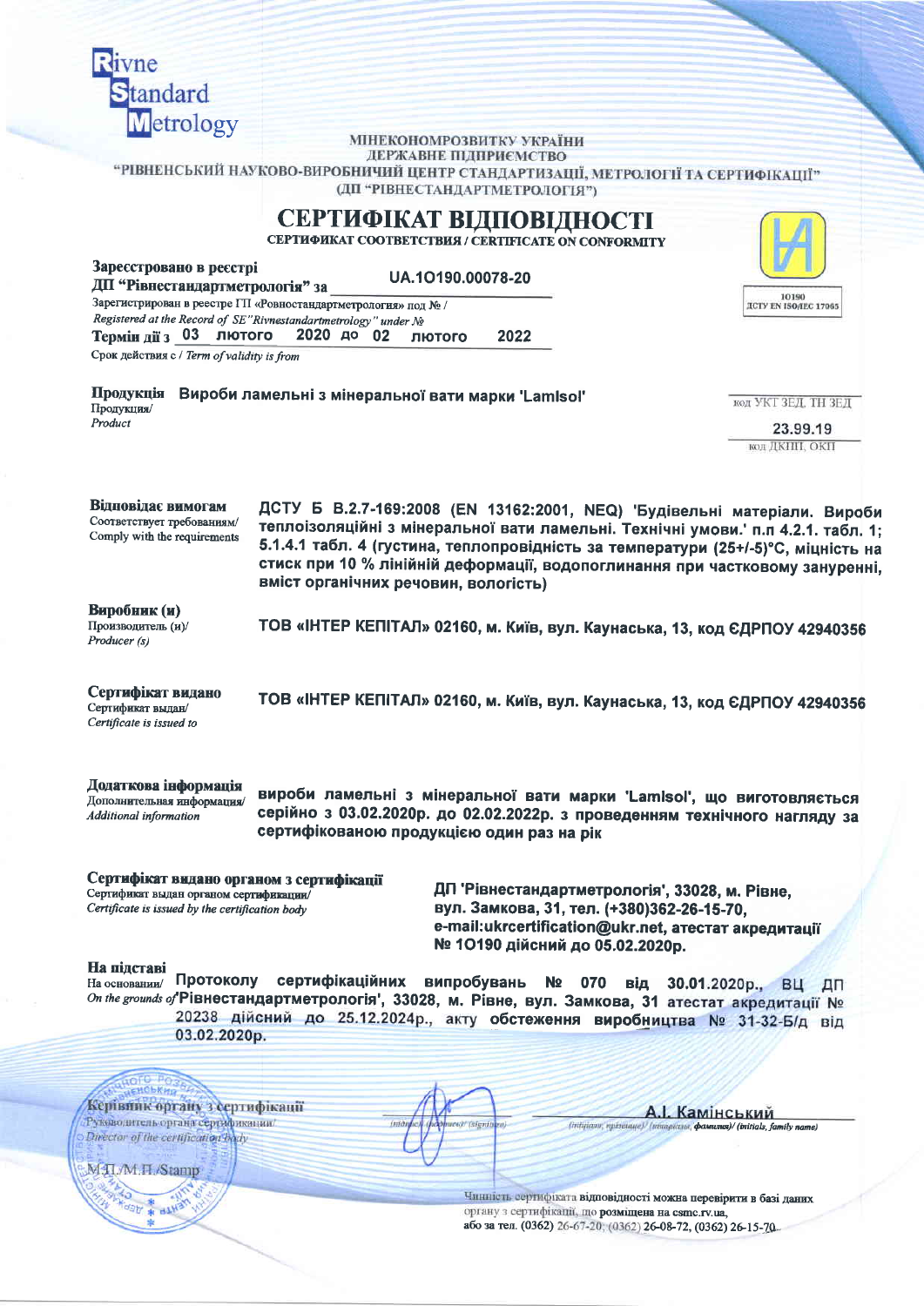Rivne Standard Metrology

МІНЕКОНОМРОЗВИТКУ УКРАЇНИ
ДЕРЖАВНЕ ПІДПРИЄМСТВО
"РІВНЕНСЬКИЙ НАУКОВО-ВИРОБНИЧИЙ ЦЕНТР СТАНДАРТИЗАЦІЇ, МЕТРОЛОГІЇ ТА СЕРТИФІКАЦІЇ"
(ДП "РІВНЕСТАНДАРТМЕТРОЛОГІЯ")

# СЕРТИФІКАТ ВІДПОВІДНОСТІ

СЕРТИФИКАТ СООТВЕТСТВИЯ / CERTIFICATE ON CONFORMITY

10190
ДСТУ EN ISO/IEC 17065

**Зареєстровано в реєстрі ДП "Рівнестандартметрологія" за** UA.1O190.00078-20
Зарегистрирован в реестре ГП «Ровностандартметрология» под № /
*Registered at the Record of SE "Rivnestandartmetrology" under №*

**Термін дії з** 03 лютого 2020 до 02 лютого 2022
Срок действия с / *Term of validity is from*

**Продукція** Вироби ламельні з мінеральної вати марки 'Lamlsol'
Продукция/
*Product*

код УКТ ЗЕД, ТН ЗЕД
23.99.19
код ДКПП, ОКП

**Відповідає вимогам**
Соответствует требованиям/
Comply with the requirements

**ДСТУ Б В.2.7-169:2008 (EN 13162:2001, NEQ) 'Будівельні матеріали. Вироби теплоізоляційні з мінеральної вати ламельні. Технічні умови.' п.п 4.2.1. табл. 1; 5.1.4.1 табл. 4 (густина, теплопровідність за температури (25+/-5)°С, міцність на стиск при 10 % лінійній деформації, водопоглинання при частковому зануренні, вміст органічних речовин, вологість)**

**Виробник (и)**
Производитель (и)/
*Producer (s)*

**ТОВ «ІНТЕР КЕПІТАЛ» 02160, м. Київ, вул. Каунаська, 13, код ЄДРПОУ 42940356**

**Сертифікат видано**
Сертификат выдан/
*Certificate is issued to*

**ТОВ «ІНТЕР КЕПІТАЛ» 02160, м. Київ, вул. Каунаська, 13, код ЄДРПОУ 42940356**

**Додаткова інформація**
Дополнительная информация/
*Additional information*

**вироби ламельні з мінеральної вати марки 'Lamlsol', що виготовляється серійно з 03.02.2020р. до 02.02.2022р. з проведенням технічного нагляду за сертифікованою продукцією один раз на рік**

**Сертифікат видано органом з сертифікації**
Сертификат выдан органом сертификации/
*Certificate is issued by the certification body*

**ДП 'Рівнестандартметрологія', 33028, м. Рівне, вул. Замкова, 31, тел. (+380)362-26-15-70, e-mail:ukrcertification@ukr.net, атестат акредитації № 1O190 дійсний до 05.02.2020р.**

**На підставі**
На основании/
*On the grounds of*

**Протоколу сертифікаційних випробувань № 070 від 30.01.2020р., ВЦ ДП 'Рівнестандартметрологія', 33028, м. Рівне, вул. Замкова, 31 атестат акредитації № 20238 дійсний до 25.12.2024р., акту обстеження виробництва № 31-32-Б/д від 03.02.2020р.**

**Керівник органу з сертифікації**
Руководитель органа сертификации/
*Director of the certification body*

(підпис) (подпись)/ (signature)

**А.І. Камінський**
(ініціали, прізвище) / (инициалы, фамилия)/ (initials, family name)

М.П./М.П./Stamp

Чинність сертифіката відповідності можна перевірити в базі даних органу з сертифікації, що розміщена на csmc.rv.ua, або за тел. (0362) 26-67-20, (0362) 26-08-72, (0362) 26-15-70.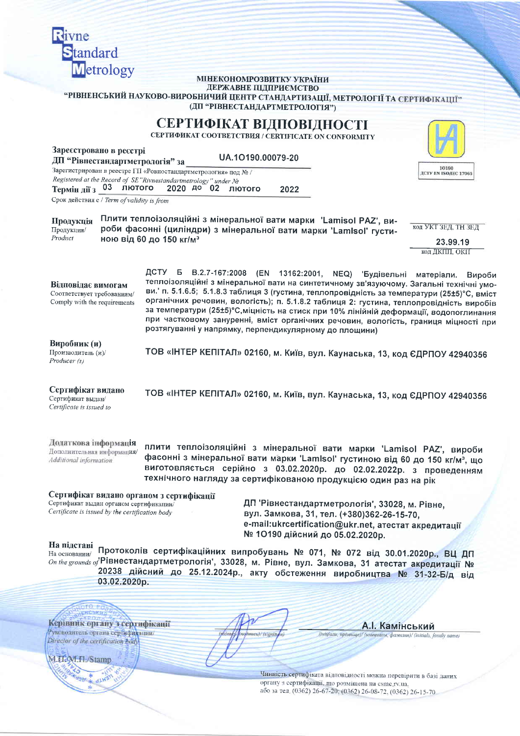**Rivne Standard Metrology**

МІНЕКОНОМРОЗВИТКУ УКРАЇНИ
ДЕРЖАВНЕ ПІДПРИЄМСТВО
"РІВНЕНСЬКИЙ НАУКОВО-ВИРОБНИЧИЙ ЦЕНТР СТАНДАРТИЗАЦІЇ, МЕТРОЛОГІЇ ТА СЕРТИФІКАЦІЇ"
(ДП "РІВНЕСТАНДАРТМЕТРОЛОГІЯ")

# СЕРТИФІКАТ ВІДПОВІДНОСТІ

СЕРТИФИКАТ СООТВЕТСТВИЯ / CERTIFICATE ON CONFORMITY

10190
ДСТУ EN ISO/IEC 17065

**Зареєстровано в реєстрі ДП "Рівнестандартметрологія" за** UA.1O190.00079-20
Зарегистрирован в реестре ГП «Ровностандартметрология» под № / Registered at the Record of SE "Rivnestandartmetrology" under №

**Термін дії з** 03 лютого 2020 до 02 лютого 2022
Срок действия с / Term of validity is from

**Продукція** / Продукция / Product
Плити теплоізоляційні з мінеральної вати марки 'Lamisol PAZ', вироби фасонні (циліндри) з мінеральної вати марки 'Lamlsol' густиною від 60 до 150 кг/м³

код УКТ ЗЕД, ТН ЗЕД
23.99.19
код ДКПП, ОКП

**Відповідає вимогам** / Соответствует требованиям / Comply with the requirements
ДСТУ Б В.2.7-167:2008 (EN 13162:2001, NEQ) 'Будівельні матеріали. Вироби теплоізоляційні з мінеральної вати на синтетичному зв'язуючому. Загальні технічні умови.' п. 5.1.6.5; 5.1.8.3 таблиця 3 (густина, теплопровідність за температури (25±5)°С, вміст органічних речовин, вологість); п. 5.1.8.2 таблиця 2: густина, теплопровідність виробів за температури (25±5)°С, міцність на стиск при 10% лінійній деформації, водопоглинання при частковому зануренні, вміст органічних речовин, вологість, границя міцності при розтягуванні у напрямку, перпендикулярному до площини)

**Виробник (и)** / Производитель (и) / Producer (s)
ТОВ «ІНТЕР КЕПІТАЛ» 02160, м. Київ, вул. Каунаська, 13, код ЄДРПОУ 42940356

**Сертифікат видано** / Сертификат выдан / Certificate is issued to
ТОВ «ІНТЕР КЕПІТАЛ» 02160, м. Київ, вул. Каунаська, 13, код ЄДРПОУ 42940356

**Додаткова інформація** / Дополнительная информация / Additional information
плити теплоізоляційні з мінеральної вати марки 'Lamisol PAZ', вироби фасонні з мінеральної вати марки 'Lamlsol' густиною від 60 до 150 кг/м³, що виготовляється серійно з 03.02.2020р. до 02.02.2022р. з проведенням технічного нагляду за сертифікованою продукцією один раз на рік

**Сертифікат видано органом з сертифікації** / Сертификат выдан органом сертификации / Certificate is issued by the certification body
ДП 'Рівнестандартметрологія', 33028, м. Рівне, вул. Замкова, 31, тел. (+380)362-26-15-70, e-mail:ukrcertification@ukr.net, атестат акредитації № 1O190 дійсний до 05.02.2020р.

**На підставі** / На основании / On the grounds of
Протоколів сертифікаційних випробувань № 071, № 072 від 30.01.2020р., ВЦ ДП 'Рівнестандартметрологія', 33028, м. Рівне, вул. Замкова, 31 атестат акредитації № 20238 дійсний до 25.12.2024р., акту обстеження виробництва № 31-32-Б/д від 03.02.2020р.

**Керівник органу з сертифікації** / Руководитель органа сертификации / Director of the certification body
М.П./М.П./Stamp

(підпис) (подпись) (signature)

А.І. Камінський
(ініціали, прізвище) (инициалы, фамилия) (initials, family name)

Чинність сертифіката відповідності можна перевірити в базі даних органу з сертифікації, що розміщена на csme.rv.ua, або за тел. (0362) 26-67-20; (0362) 26-08-72, (0362) 26-15-70